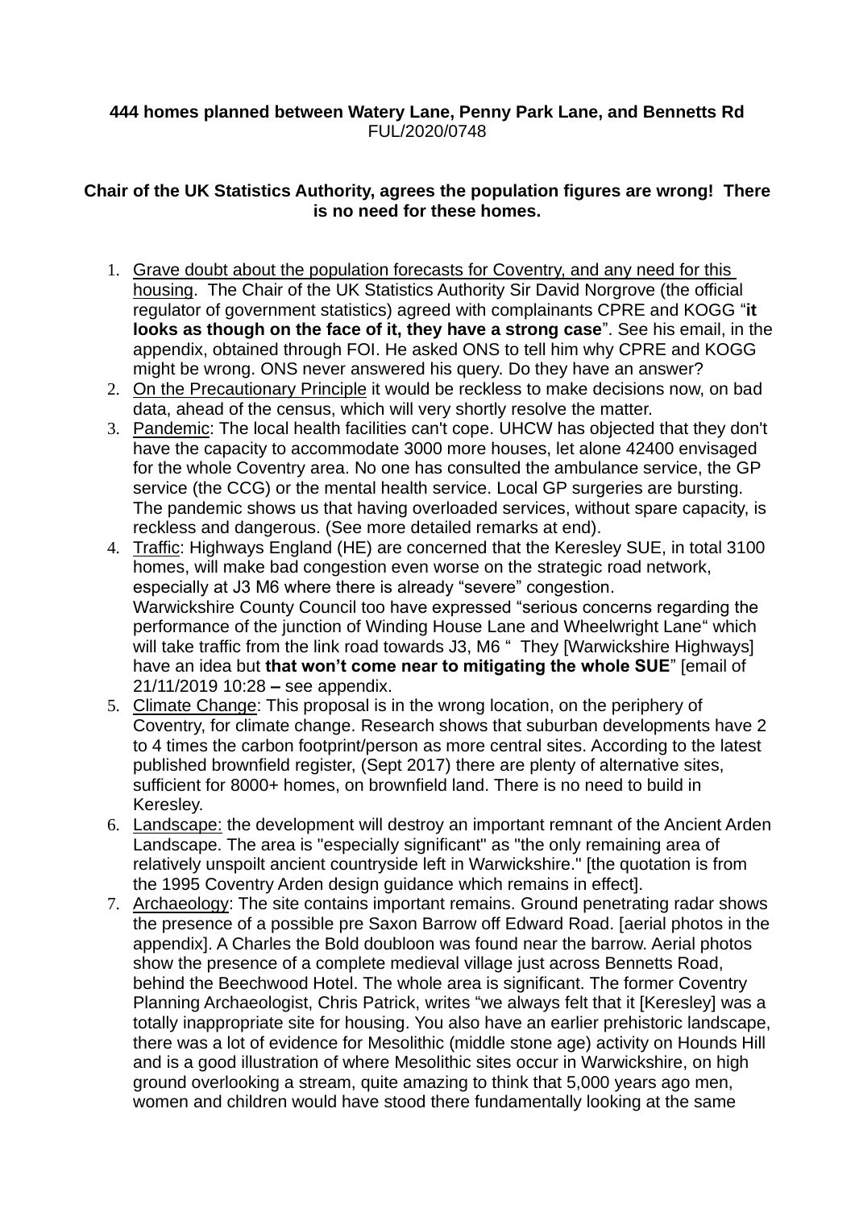**444 homes planned between Watery Lane, Penny Park Lane, and Bennetts Rd**
FUL/2020/0748

**Chair of the UK Statistics Authority, agrees the population figures are wrong! There is no need for these homes.**

1. Grave doubt about the population forecasts for Coventry, and any need for this housing. The Chair of the UK Statistics Authority Sir David Norgrove (the official regulator of government statistics) agreed with complainants CPRE and KOGG "**it looks as though on the face of it, they have a strong case**". See his email, in the appendix, obtained through FOI. He asked ONS to tell him why CPRE and KOGG might be wrong. ONS never answered his query. Do they have an answer?
2. On the Precautionary Principle it would be reckless to make decisions now, on bad data, ahead of the census, which will very shortly resolve the matter.
3. Pandemic: The local health facilities can't cope. UHCW has objected that they don't have the capacity to accommodate 3000 more houses, let alone 42400 envisaged for the whole Coventry area. No one has consulted the ambulance service, the GP service (the CCG) or the mental health service. Local GP surgeries are bursting. The pandemic shows us that having overloaded services, without spare capacity, is reckless and dangerous. (See more detailed remarks at end).
4. Traffic: Highways England (HE) are concerned that the Keresley SUE, in total 3100 homes, will make bad congestion even worse on the strategic road network, especially at J3 M6 where there is already "severe" congestion.
   Warwickshire County Council too have expressed "serious concerns regarding the performance of the junction of Winding House Lane and Wheelwright Lane" which will take traffic from the link road towards J3, M6 " They [Warwickshire Highways] have an idea but **that won't come near to mitigating the whole SUE**" [email of 21/11/2019 10:28 **–** see appendix.
5. Climate Change: This proposal is in the wrong location, on the periphery of Coventry, for climate change. Research shows that suburban developments have 2 to 4 times the carbon footprint/person as more central sites. According to the latest published brownfield register, (Sept 2017) there are plenty of alternative sites, sufficient for 8000+ homes, on brownfield land. There is no need to build in Keresley.
6. Landscape: the development will destroy an important remnant of the Ancient Arden Landscape. The area is "especially significant" as "the only remaining area of relatively unspoilt ancient countryside left in Warwickshire." [the quotation is from the 1995 Coventry Arden design guidance which remains in effect].
7. Archaeology: The site contains important remains. Ground penetrating radar shows the presence of a possible pre Saxon Barrow off Edward Road. [aerial photos in the appendix]. A Charles the Bold doubloon was found near the barrow. Aerial photos show the presence of a complete medieval village just across Bennetts Road, behind the Beechwood Hotel. The whole area is significant. The former Coventry Planning Archaeologist, Chris Patrick, writes "we always felt that it [Keresley] was a totally inappropriate site for housing. You also have an earlier prehistoric landscape, there was a lot of evidence for Mesolithic (middle stone age) activity on Hounds Hill and is a good illustration of where Mesolithic sites occur in Warwickshire, on high ground overlooking a stream, quite amazing to think that 5,000 years ago men, women and children would have stood there fundamentally looking at the same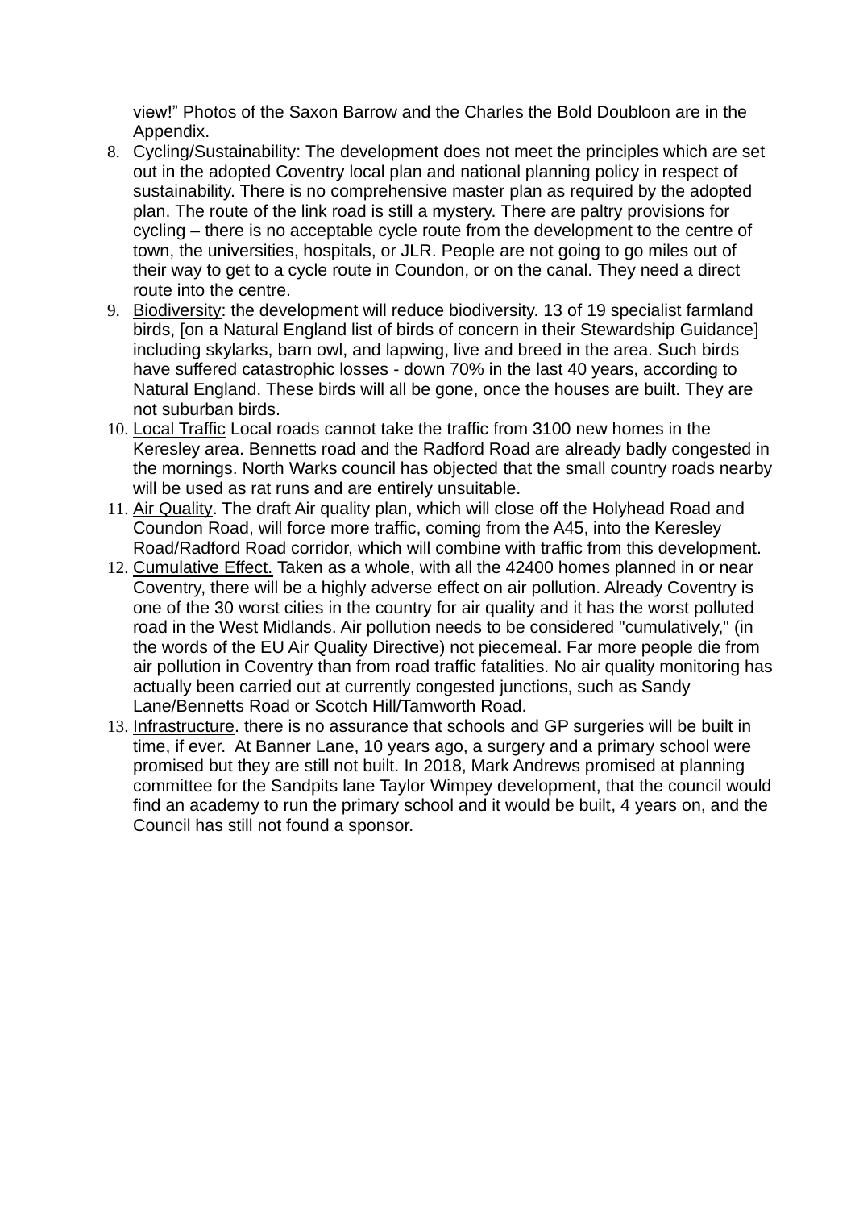view!" Photos of the Saxon Barrow and the Charles the Bold Doubloon are in the Appendix.

8. Cycling/Sustainability: The development does not meet the principles which are set out in the adopted Coventry local plan and national planning policy in respect of sustainability. There is no comprehensive master plan as required by the adopted plan. The route of the link road is still a mystery. There are paltry provisions for cycling – there is no acceptable cycle route from the development to the centre of town, the universities, hospitals, or JLR. People are not going to go miles out of their way to get to a cycle route in Coundon, or on the canal. They need a direct route into the centre.
9. Biodiversity: the development will reduce biodiversity. 13 of 19 specialist farmland birds, [on a Natural England list of birds of concern in their Stewardship Guidance] including skylarks, barn owl, and lapwing, live and breed in the area. Such birds have suffered catastrophic losses - down 70% in the last 40 years, according to Natural England. These birds will all be gone, once the houses are built. They are not suburban birds.
10. Local Traffic Local roads cannot take the traffic from 3100 new homes in the Keresley area. Bennetts road and the Radford Road are already badly congested in the mornings. North Warks council has objected that the small country roads nearby will be used as rat runs and are entirely unsuitable.
11. Air Quality. The draft Air quality plan, which will close off the Holyhead Road and Coundon Road, will force more traffic, coming from the A45, into the Keresley Road/Radford Road corridor, which will combine with traffic from this development.
12. Cumulative Effect. Taken as a whole, with all the 42400 homes planned in or near Coventry, there will be a highly adverse effect on air pollution. Already Coventry is one of the 30 worst cities in the country for air quality and it has the worst polluted road in the West Midlands. Air pollution needs to be considered "cumulatively," (in the words of the EU Air Quality Directive) not piecemeal. Far more people die from air pollution in Coventry than from road traffic fatalities. No air quality monitoring has actually been carried out at currently congested junctions, such as Sandy Lane/Bennetts Road or Scotch Hill/Tamworth Road.
13. Infrastructure. there is no assurance that schools and GP surgeries will be built in time, if ever. At Banner Lane, 10 years ago, a surgery and a primary school were promised but they are still not built. In 2018, Mark Andrews promised at planning committee for the Sandpits lane Taylor Wimpey development, that the council would find an academy to run the primary school and it would be built, 4 years on, and the Council has still not found a sponsor.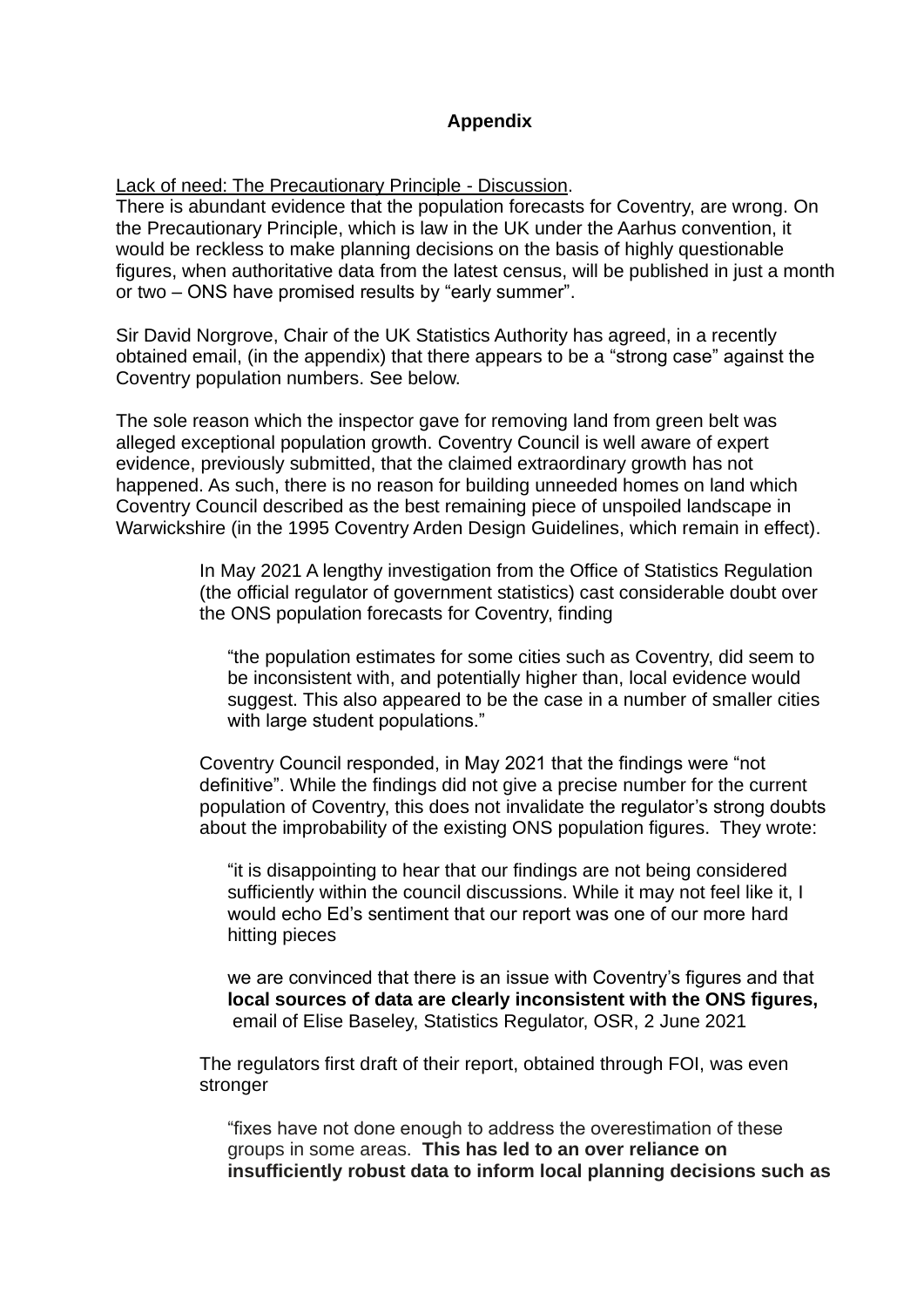**Appendix**

Lack of need: The Precautionary Principle - Discussion.
There is abundant evidence that the population forecasts for Coventry, are wrong. On the Precautionary Principle, which is law in the UK under the Aarhus convention, it would be reckless to make planning decisions on the basis of highly questionable figures, when authoritative data from the latest census, will be published in just a month or two – ONS have promised results by "early summer".

Sir David Norgrove, Chair of the UK Statistics Authority has agreed, in a recently obtained email, (in the appendix) that there appears to be a "strong case" against the Coventry population numbers. See below.

The sole reason which the inspector gave for removing land from green belt was alleged exceptional population growth. Coventry Council is well aware of expert evidence, previously submitted, that the claimed extraordinary growth has not happened. As such, there is no reason for building unneeded homes on land which Coventry Council described as the best remaining piece of unspoiled landscape in Warwickshire (in the 1995 Coventry Arden Design Guidelines, which remain in effect).

> In May 2021 A lengthy investigation from the Office of Statistics Regulation (the official regulator of government statistics) cast considerable doubt over the ONS population forecasts for Coventry, finding
>
> > "the population estimates for some cities such as Coventry, did seem to be inconsistent with, and potentially higher than, local evidence would suggest. This also appeared to be the case in a number of smaller cities with large student populations."
>
> Coventry Council responded, in May 2021 that the findings were "not definitive". While the findings did not give a precise number for the current population of Coventry, this does not invalidate the regulator's strong doubts about the improbability of the existing ONS population figures. They wrote:
>
> > "it is disappointing to hear that our findings are not being considered sufficiently within the council discussions. While it may not feel like it, I would echo Ed's sentiment that our report was one of our more hard hitting pieces
> >
> > we are convinced that there is an issue with Coventry's figures and that **local sources of data are clearly inconsistent with the ONS figures,** email of Elise Baseley, Statistics Regulator, OSR, 2 June 2021
>
> The regulators first draft of their report, obtained through FOI, was even stronger
>
> > "fixes have not done enough to address the overestimation of these groups in some areas. **This has led to an over reliance on insufficiently robust data to inform local planning decisions such as**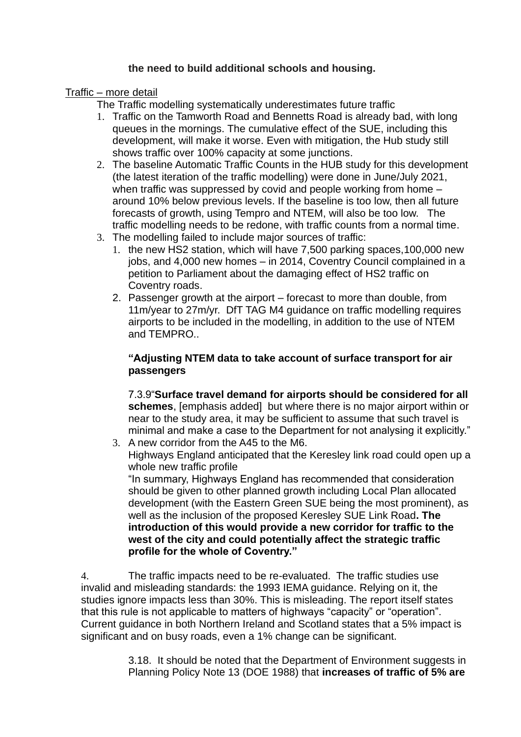**the need to build additional schools and housing.**

Traffic – more detail

The Traffic modelling systematically underestimates future traffic

1. Traffic on the Tamworth Road and Bennetts Road is already bad, with long queues in the mornings. The cumulative effect of the SUE, including this development, will make it worse. Even with mitigation, the Hub study still shows traffic over 100% capacity at some junctions.
2. The baseline Automatic Traffic Counts in the HUB study for this development (the latest iteration of the traffic modelling) were done in June/July 2021, when traffic was suppressed by covid and people working from home – around 10% below previous levels. If the baseline is too low, then all future forecasts of growth, using Tempro and NTEM, will also be too low. The traffic modelling needs to be redone, with traffic counts from a normal time.
3. The modelling failed to include major sources of traffic:
   1. the new HS2 station, which will have 7,500 parking spaces,100,000 new jobs, and 4,000 new homes – in 2014, Coventry Council complained in a petition to Parliament about the damaging effect of HS2 traffic on Coventry roads.
   2. Passenger growth at the airport – forecast to more than double, from 11m/year to 27m/yr. DfT TAG M4 guidance on traffic modelling requires airports to be included in the modelling, in addition to the use of NTEM and TEMPRO..

      **"Adjusting NTEM data to take account of surface transport for air passengers**

      7.3.9"**Surface travel demand for airports should be considered for all schemes**, [emphasis added] but where there is no major airport within or near to the study area, it may be sufficient to assume that such travel is minimal and make a case to the Department for not analysing it explicitly."
   3. A new corridor from the A45 to the M6.
      Highways England anticipated that the Keresley link road could open up a whole new traffic profile
      "In summary, Highways England has recommended that consideration should be given to other planned growth including Local Plan allocated development (with the Eastern Green SUE being the most prominent), as well as the inclusion of the proposed Keresley SUE Link Road**. The introduction of this would provide a new corridor for traffic to the west of the city and could potentially affect the strategic traffic profile for the whole of Coventry."**

4. The traffic impacts need to be re-evaluated. The traffic studies use invalid and misleading standards: the 1993 IEMA guidance. Relying on it, the studies ignore impacts less than 30%. This is misleading. The report itself states that this rule is not applicable to matters of highways "capacity" or "operation". Current guidance in both Northern Ireland and Scotland states that a 5% impact is significant and on busy roads, even a 1% change can be significant.

   3.18. It should be noted that the Department of Environment suggests in Planning Policy Note 13 (DOE 1988) that **increases of traffic of 5% are**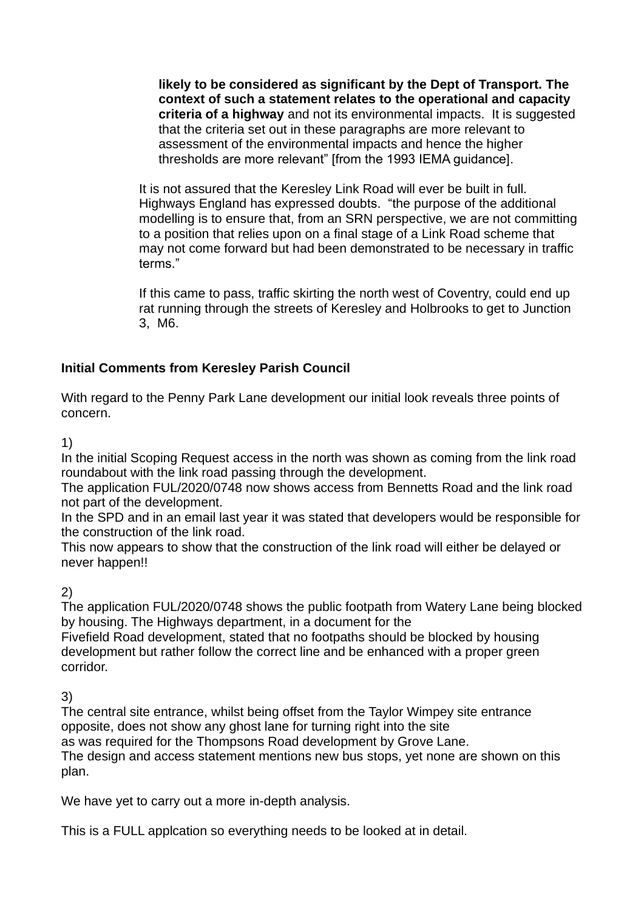> **likely to be considered as significant by the Dept of Transport. The context of such a statement relates to the operational and capacity criteria of a highway** and not its environmental impacts. It is suggested that the criteria set out in these paragraphs are more relevant to assessment of the environmental impacts and hence the higher thresholds are more relevant" [from the 1993 IEMA guidance].

It is not assured that the Keresley Link Road will ever be built in full. Highways England has expressed doubts. "the purpose of the additional modelling is to ensure that, from an SRN perspective, we are not committing to a position that relies upon on a final stage of a Link Road scheme that may not come forward but had been demonstrated to be necessary in traffic terms."

If this came to pass, traffic skirting the north west of Coventry, could end up rat running through the streets of Keresley and Holbrooks to get to Junction 3, M6.

**Initial Comments from Keresley Parish Council**

With regard to the Penny Park Lane development our initial look reveals three points of concern.

1)
In the initial Scoping Request access in the north was shown as coming from the link road roundabout with the link road passing through the development.
The application FUL/2020/0748 now shows access from Bennetts Road and the link road not part of the development.
In the SPD and in an email last year it was stated that developers would be responsible for the construction of the link road.
This now appears to show that the construction of the link road will either be delayed or never happen!!

2)
The application FUL/2020/0748 shows the public footpath from Watery Lane being blocked by housing. The Highways department, in a document for the Fivefield Road development, stated that no footpaths should be blocked by housing development but rather follow the correct line and be enhanced with a proper green corridor.

3)
The central site entrance, whilst being offset from the Taylor Wimpey site entrance opposite, does not show any ghost lane for turning right into the site as was required for the Thompsons Road development by Grove Lane.
The design and access statement mentions new bus stops, yet none are shown on this plan.

We have yet to carry out a more in-depth analysis.

This is a FULL applcation so everything needs to be looked at in detail.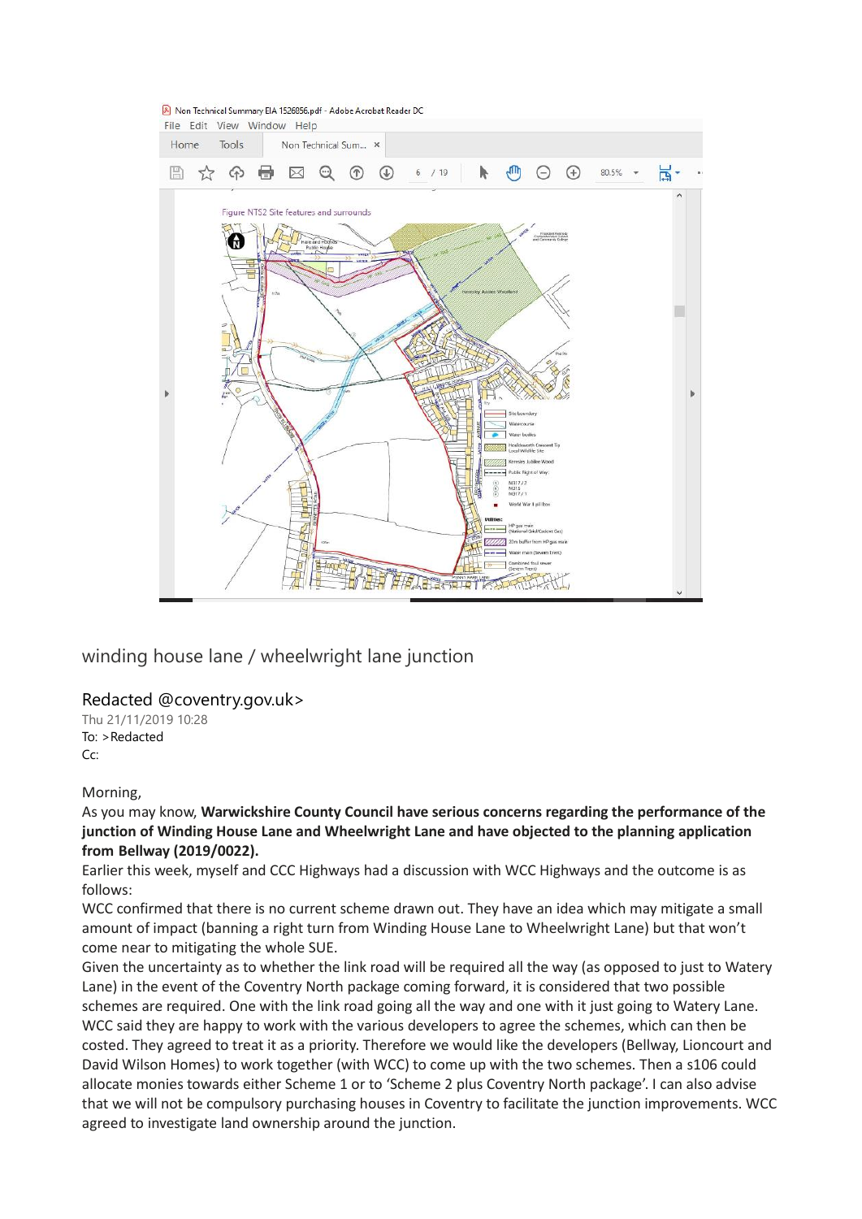## winding house lane / wheelwright lane junction

Redacted @coventry.gov.uk>

Thu 21/11/2019 10:28

To: >Redacted

Cc:

Morning,

As you may know, **Warwickshire County Council have serious concerns regarding the performance of the junction of Winding House Lane and Wheelwright Lane and have objected to the planning application from Bellway (2019/0022).**

Earlier this week, myself and CCC Highways had a discussion with WCC Highways and the outcome is as follows:

WCC confirmed that there is no current scheme drawn out. They have an idea which may mitigate a small amount of impact (banning a right turn from Winding House Lane to Wheelwright Lane) but that won't come near to mitigating the whole SUE.

Given the uncertainty as to whether the link road will be required all the way (as opposed to just to Watery Lane) in the event of the Coventry North package coming forward, it is considered that two possible schemes are required. One with the link road going all the way and one with it just going to Watery Lane. WCC said they are happy to work with the various developers to agree the schemes, which can then be costed. They agreed to treat it as a priority. Therefore we would like the developers (Bellway, Lioncourt and David Wilson Homes) to work together (with WCC) to come up with the two schemes. Then a s106 could allocate monies towards either Scheme 1 or to 'Scheme 2 plus Coventry North package'. I can also advise that we will not be compulsory purchasing houses in Coventry to facilitate the junction improvements. WCC agreed to investigate land ownership around the junction.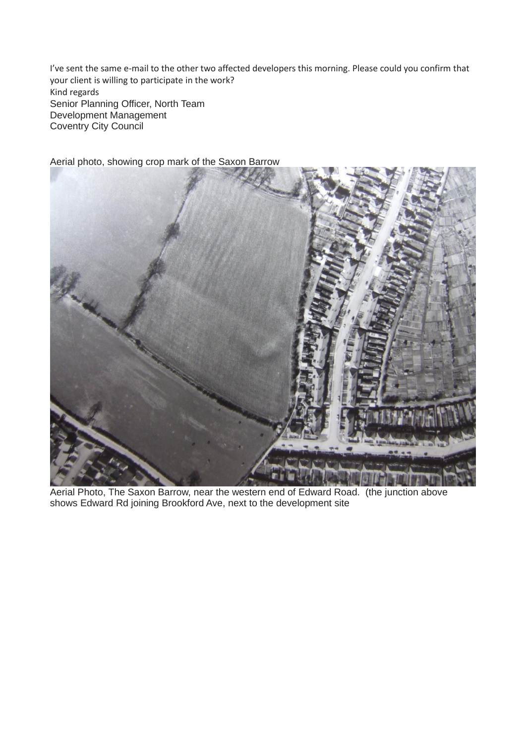I've sent the same e-mail to the other two affected developers this morning. Please could you confirm that your client is willing to participate in the work?

Kind regards

Senior Planning Officer, North Team
Development Management
Coventry City Council

Aerial photo, showing crop mark of the Saxon Barrow

Aerial Photo, The Saxon Barrow, near the western end of Edward Road. (the junction above shows Edward Rd joining Brookford Ave, next to the development site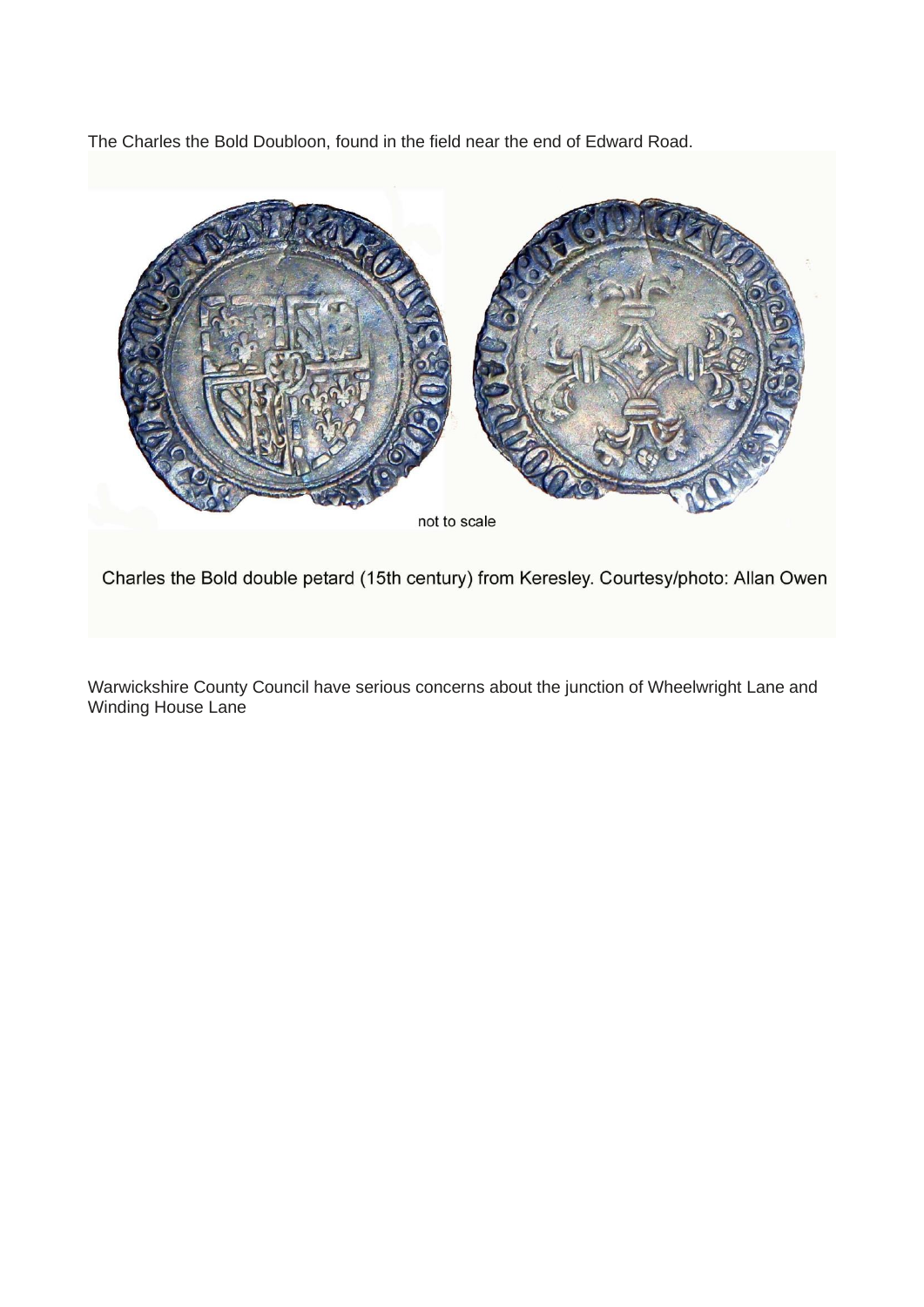The Charles the Bold Doubloon, found in the field near the end of Edward Road.

not to scale

Charles the Bold double petard (15th century) from Keresley. Courtesy/photo: Allan Owen

Warwickshire County Council have serious concerns about the junction of Wheelwright Lane and Winding House Lane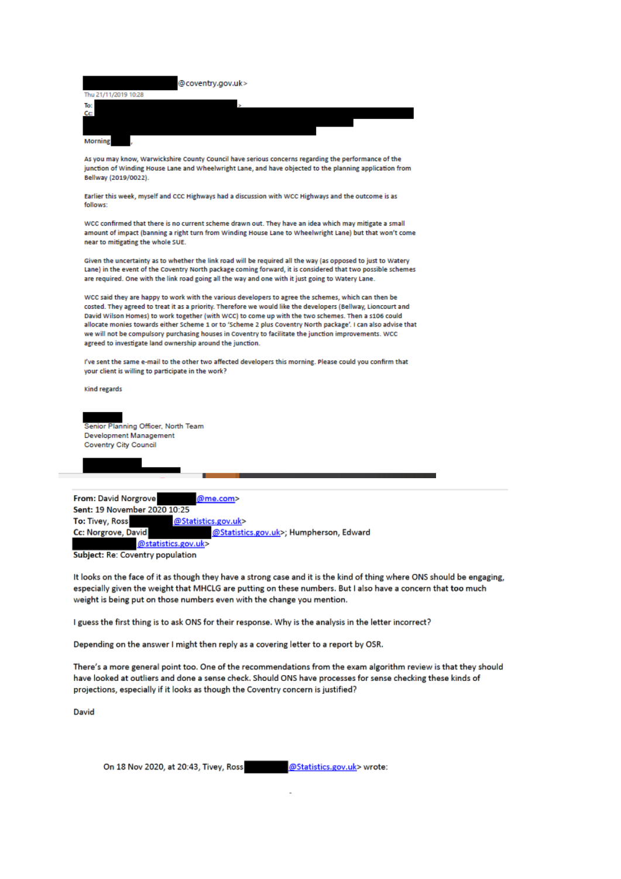@coventry.gov.uk>

Thu 21/11/2019 10:28

To: >

Cc:

Morning ,

As you may know, Warwickshire County Council have serious concerns regarding the performance of the junction of Winding House Lane and Wheelwright Lane, and have objected to the planning application from Bellway (2019/0022).

Earlier this week, myself and CCC Highways had a discussion with WCC Highways and the outcome is as follows:

WCC confirmed that there is no current scheme drawn out. They have an idea which may mitigate a small amount of impact (banning a right turn from Winding House Lane to Wheelwright Lane) but that won't come near to mitigating the whole SUE.

Given the uncertainty as to whether the link road will be required all the way (as opposed to just to Watery Lane) in the event of the Coventry North package coming forward, it is considered that two possible schemes are required. One with the link road going all the way and one with it just going to Watery Lane.

WCC said they are happy to work with the various developers to agree the schemes, which can then be costed. They agreed to treat it as a priority. Therefore we would like the developers (Bellway, Lioncourt and David Wilson Homes) to work together (with WCC) to come up with the two schemes. Then a s106 could allocate monies towards either Scheme 1 or to 'Scheme 2 plus Coventry North package'. I can also advise that we will not be compulsory purchasing houses in Coventry to facilitate the junction improvements. WCC agreed to investigate land ownership around the junction.

I've sent the same e-mail to the other two affected developers this morning. Please could you confirm that your client is willing to participate in the work?

Kind regards

Senior Planning Officer, North Team
Development Management
Coventry City Council

---

**From:** David Norgrove @me.com>
**Sent:** 19 November 2020 10:25
**To:** Tivey, Ross @Statistics.gov.uk>
**Cc:** Norgrove, David @Statistics.gov.uk>; Humpherson, Edward @statistics.gov.uk>
**Subject:** Re: Coventry population

It looks on the face of it as though they have a strong case and it is the kind of thing where ONS should be engaging, especially given the weight that MHCLG are putting on these numbers. But I also have a concern that too much weight is being put on those numbers even with the change you mention.

I guess the first thing is to ask ONS for their response. Why is the analysis in the letter incorrect?

Depending on the answer I might then reply as a covering letter to a report by OSR.

There's a more general point too. One of the recommendations from the exam algorithm review is that they should have looked at outliers and done a sense check. Should ONS have processes for sense checking these kinds of projections, especially if it looks as though the Coventry concern is justified?

David

On 18 Nov 2020, at 20:43, Tivey, Ross @Statistics.gov.uk> wrote: